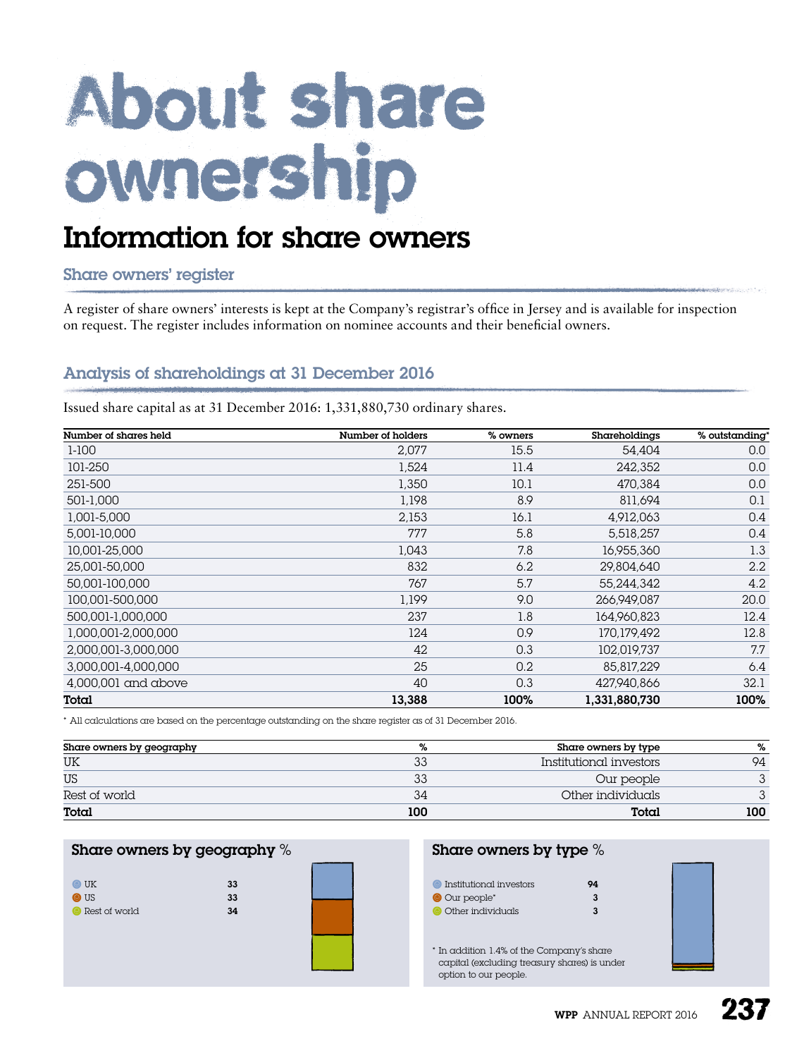# About share ownership

## Information for share owners

### Share owners' register

A register of share owners' interests is kept at the Company's registrar's office in Jersey and is available for inspection on request. The register includes information on nominee accounts and their beneficial owners.

### Analysis of shareholdings at 31 December 2016

Issued share capital as at 31 December 2016: 1,331,880,730 ordinary shares.

| Number of shares held | Number of holders | % owners | Shareholdings | % outstanding* |
|---|---|---|---|---|
| 1-100 | 2,077 | 15.5 | 54,404 | 0.0 |
| 101-250 | 1,524 | 11.4 | 242,352 | 0.0 |
| 251-500 | 1,350 | 10.1 | 470,384 | 0.0 |
| 501-1,000 | 1,198 | 8.9 | 811,694 | 0.1 |
| 1,001-5,000 | 2,153 | 16.1 | 4,912,063 | 0.4 |
| 5,001-10,000 | 777 | 5.8 | 5,518,257 | 0.4 |
| 10,001-25,000 | 1,043 | 7.8 | 16,955,360 | 1.3 |
| 25,001-50,000 | 832 | 6.2 | 29,804,640 | 2.2 |
| 50,001-100,000 | 767 | 5.7 | 55,244,342 | 4.2 |
| 100,001-500,000 | 1,199 | 9.0 | 266,949,087 | 20.0 |
| 500,001-1,000,000 | 237 | 1.8 | 164,960,823 | 12.4 |
| 1,000,001-2,000,000 | 124 | 0.9 | 170,179,492 | 12.8 |
| 2,000,001-3,000,000 | 42 | 0.3 | 102,019,737 | 7.7 |
| 3,000,001-4,000,000 | 25 | 0.2 | 85,817,229 | 6.4 |
| 4,000,001 and above | 40 | 0.3 | 427,940,866 | 32.1 |
| **Total** | **13,388** | **100%** | **1,331,880,730** | **100%** |

\* All calculations are based on the percentage outstanding on the share register as of 31 December 2016.

| Share owners by geography | % | Share owners by type | % |
|---|---|---|---|
| UK | 33 | Institutional investors | 94 |
| US | 33 | Our people | 3 |
| Rest of world | 34 | Other individuals | 3 |
| **Total** | **100** | **Total** | **100** |

**Share owners by geography** %

| | |
|---|---|
| UK | 33 |
| US | 33 |
| Rest of world | 34 |

**Share owners by type** %

| | |
|---|---|
| Institutional investors | 94 |
| Our people* | 3 |
| Other individuals | 3 |

\* In addition 1.4% of the Company's share capital (excluding treasury shares) is under option to our people.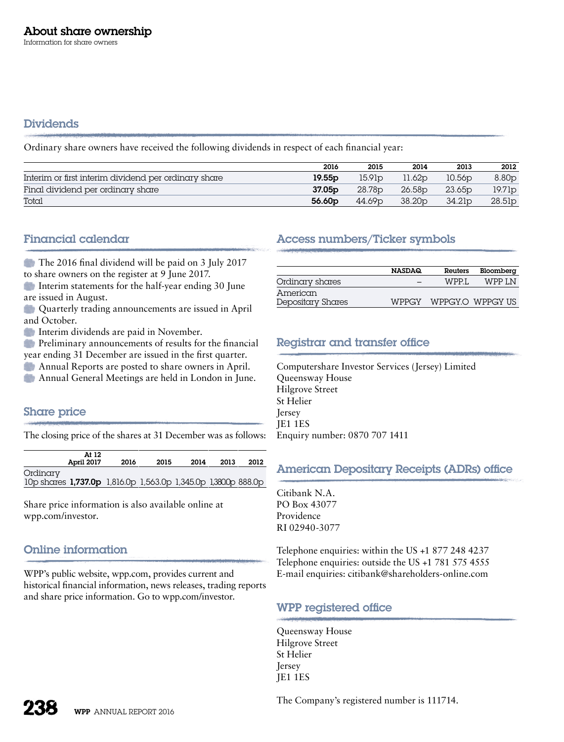# About share ownership

Information for share owners

## Dividends

Ordinary share owners have received the following dividends in respect of each financial year:

| | 2016 | 2015 | 2014 | 2013 | 2012 |
|---|---|---|---|---|---|
| Interim or first interim dividend per ordinary share | **19.55p** | 15.91p | 11.62p | 10.56p | 8.80p |
| Final dividend per ordinary share | **37.05p** | 28.78p | 26.58p | 23.65p | 19.71p |
| Total | **56.60p** | 44.69p | 38.20p | 34.21p | 28.51p |

## Financial calendar

- The 2016 final dividend will be paid on 3 July 2017 to share owners on the register at 9 June 2017.
- Interim statements for the half-year ending 30 June are issued in August.
- Quarterly trading announcements are issued in April and October.
- Interim dividends are paid in November.
- Preliminary announcements of results for the financial year ending 31 December are issued in the first quarter.
- Annual Reports are posted to share owners in April.
- Annual General Meetings are held in London in June.

## Share price

The closing price of the shares at 31 December was as follows:

| | At 12 April 2017 | 2016 | 2015 | 2014 | 2013 | 2012 |
|---|---|---|---|---|---|---|
| Ordinary 10p shares | **1,737.0p** | 1,816.0p | 1,563.0p | 1,345.0p | 1,380.0p | 888.0p |

Share price information is also available online at wpp.com/investor.

## Online information

WPP's public website, wpp.com, provides current and historical financial information, news releases, trading reports and share price information. Go to wpp.com/investor.

## Access numbers/Ticker symbols

| | NASDAQ | Reuters | Bloomberg |
|---|---|---|---|
| Ordinary shares | – | WPP.L | WPP LN |
| American Depositary Shares | WPPGY | WPPGY.O | WPPGY US |

## Registrar and transfer office

Computershare Investor Services (Jersey) Limited
Queensway House
Hilgrove Street
St Helier
Jersey
JE1 1ES
Enquiry number: 0870 707 1411

## American Depositary Receipts (ADRs) office

Citibank N.A.
PO Box 43077
Providence
RI 02940-3077

Telephone enquiries: within the US +1 877 248 4237
Telephone enquiries: outside the US +1 781 575 4555
E-mail enquiries: citibank@shareholders-online.com

## WPP registered office

Queensway House
Hilgrove Street
St Helier
Jersey
JE1 1ES

The Company's registered number is 111714.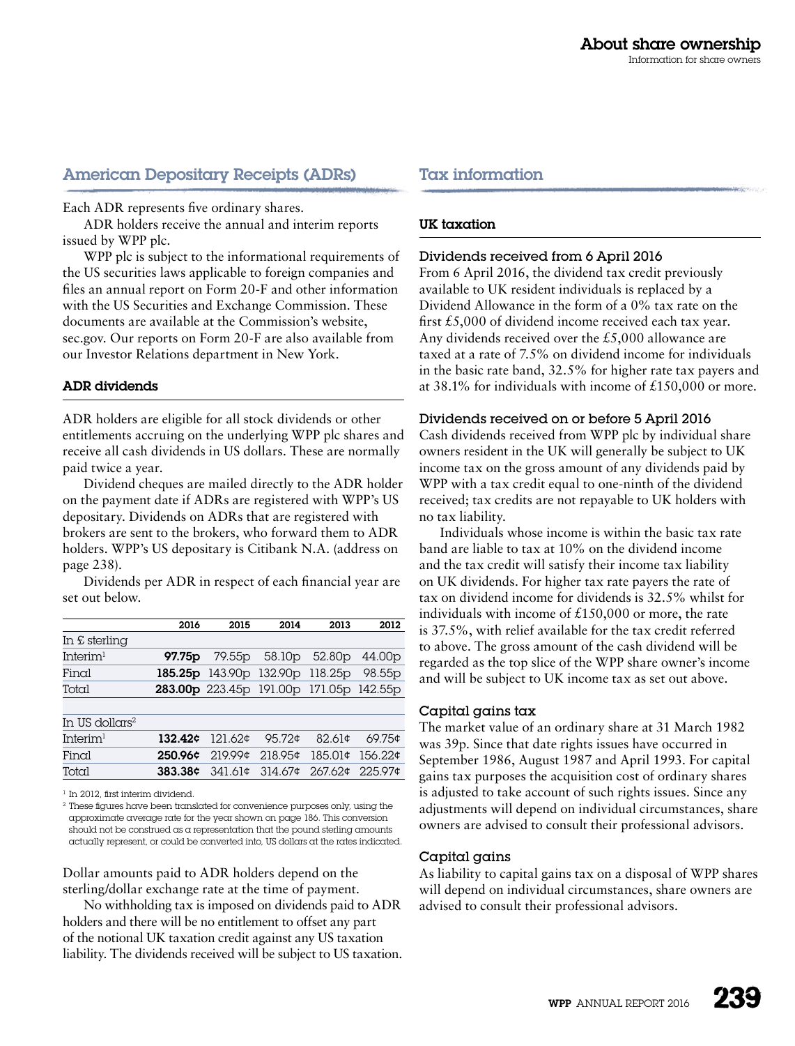## American Depositary Receipts (ADRs)

Each ADR represents five ordinary shares.

ADR holders receive the annual and interim reports issued by WPP plc.

WPP plc is subject to the informational requirements of the US securities laws applicable to foreign companies and files an annual report on Form 20-F and other information with the US Securities and Exchange Commission. These documents are available at the Commission's website, sec.gov. Our reports on Form 20-F are also available from our Investor Relations department in New York.

### ADR dividends

ADR holders are eligible for all stock dividends or other entitlements accruing on the underlying WPP plc shares and receive all cash dividends in US dollars. These are normally paid twice a year.

Dividend cheques are mailed directly to the ADR holder on the payment date if ADRs are registered with WPP's US depositary. Dividends on ADRs that are registered with brokers are sent to the brokers, who forward them to ADR holders. WPP's US depositary is Citibank N.A. (address on page 238).

Dividends per ADR in respect of each financial year are set out below.

| | 2016 | 2015 | 2014 | 2013 | 2012 |
|---|---|---|---|---|---|
| In £ sterling | | | | | |
| Interim[1] | **97.75p** | 79.55p | 58.10p | 52.80p | 44.00p |
| Final | **185.25p** | 143.90p | 132.90p | 118.25p | 98.55p |
| Total | **283.00p** | 223.45p | 191.00p | 171.05p | 142.55p |
| | | | | | |
| In US dollars[2] | | | | | |
| Interim[1] | **132.42¢** | 121.62¢ | 95.72¢ | 82.61¢ | 69.75¢ |
| Final | **250.96¢** | 219.99¢ | 218.95¢ | 185.01¢ | 156.22¢ |
| Total | **383.38¢** | 341.61¢ | 314.67¢ | 267.62¢ | 225.97¢ |

[1] In 2012, first interim dividend.

[2] These figures have been translated for convenience purposes only, using the approximate average rate for the year shown on page 186. This conversion should not be construed as a representation that the pound sterling amounts actually represent, or could be converted into, US dollars at the rates indicated.

Dollar amounts paid to ADR holders depend on the sterling/dollar exchange rate at the time of payment.

No withholding tax is imposed on dividends paid to ADR holders and there will be no entitlement to offset any part of the notional UK taxation credit against any US taxation liability. The dividends received will be subject to US taxation.

## Tax information

### UK taxation

#### Dividends received from 6 April 2016

From 6 April 2016, the dividend tax credit previously available to UK resident individuals is replaced by a Dividend Allowance in the form of a 0% tax rate on the first £5,000 of dividend income received each tax year. Any dividends received over the £5,000 allowance are taxed at a rate of 7.5% on dividend income for individuals in the basic rate band, 32.5% for higher rate tax payers and at 38.1% for individuals with income of £150,000 or more.

#### Dividends received on or before 5 April 2016

Cash dividends received from WPP plc by individual share owners resident in the UK will generally be subject to UK income tax on the gross amount of any dividends paid by WPP with a tax credit equal to one-ninth of the dividend received; tax credits are not repayable to UK holders with no tax liability.

Individuals whose income is within the basic tax rate band are liable to tax at 10% on the dividend income and the tax credit will satisfy their income tax liability on UK dividends. For higher tax rate payers the rate of tax on dividend income for dividends is 32.5% whilst for individuals with income of £150,000 or more, the rate is 37.5%, with relief available for the tax credit referred to above. The gross amount of the cash dividend will be regarded as the top slice of the WPP share owner's income and will be subject to UK income tax as set out above.

#### Capital gains tax

The market value of an ordinary share at 31 March 1982 was 39p. Since that date rights issues have occurred in September 1986, August 1987 and April 1993. For capital gains tax purposes the acquisition cost of ordinary shares is adjusted to take account of such rights issues. Since any adjustments will depend on individual circumstances, share owners are advised to consult their professional advisors.

#### Capital gains

As liability to capital gains tax on a disposal of WPP shares will depend on individual circumstances, share owners are advised to consult their professional advisors.